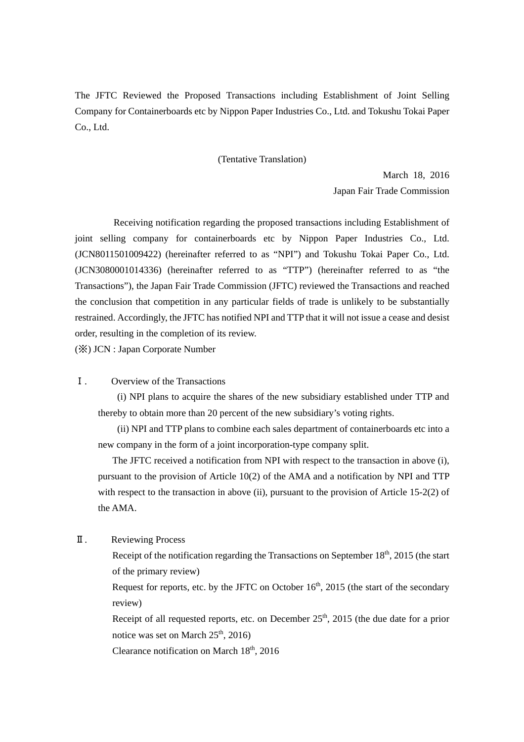# The JFTC Reviewed the Proposed Transactions including Establishment of Joint Selling Company for Containerboards etc by Nippon Paper Industries Co., Ltd. and Tokushu Tokai Paper Co., Ltd.

(Tentative Translation)

March 18, 2016

Japan Fair Trade Commission

Receiving notification regarding the proposed transactions including Establishment of joint selling company for containerboards etc by Nippon Paper Industries Co., Ltd. (JCN8011501009422) (hereinafter referred to as “NPI”) and Tokushu Tokai Paper Co., Ltd. (JCN3080001014336) (hereinafter referred to as “TTP”) (hereinafter referred to as “the Transactions”), the Japan Fair Trade Commission (JFTC) reviewed the Transactions and reached the conclusion that competition in any particular fields of trade is unlikely to be substantially restrained. Accordingly, the JFTC has notified NPI and TTP that it will not issue a cease and desist order, resulting in the completion of its review.

(※) JCN : Japan Corporate Number

## Ⅰ. Overview of the Transactions

(i) NPI plans to acquire the shares of the new subsidiary established under TTP and thereby to obtain more than 20 percent of the new subsidiary’s voting rights.

(ii) NPI and TTP plans to combine each sales department of containerboards etc into a new company in the form of a joint incorporation-type company split.

The JFTC received a notification from NPI with respect to the transaction in above (i), pursuant to the provision of Article 10(2) of the AMA and a notification by NPI and TTP with respect to the transaction in above (ii), pursuant to the provision of Article 15-2(2) of the AMA.

## Ⅱ. Reviewing Process

Receipt of the notification regarding the Transactions on September 18th, 2015 (the start of the primary review)

Request for reports, etc. by the JFTC on October 16th, 2015 (the start of the secondary review)

Receipt of all requested reports, etc. on December 25th, 2015 (the due date for a prior notice was set on March 25th, 2016)

Clearance notification on March 18th, 2016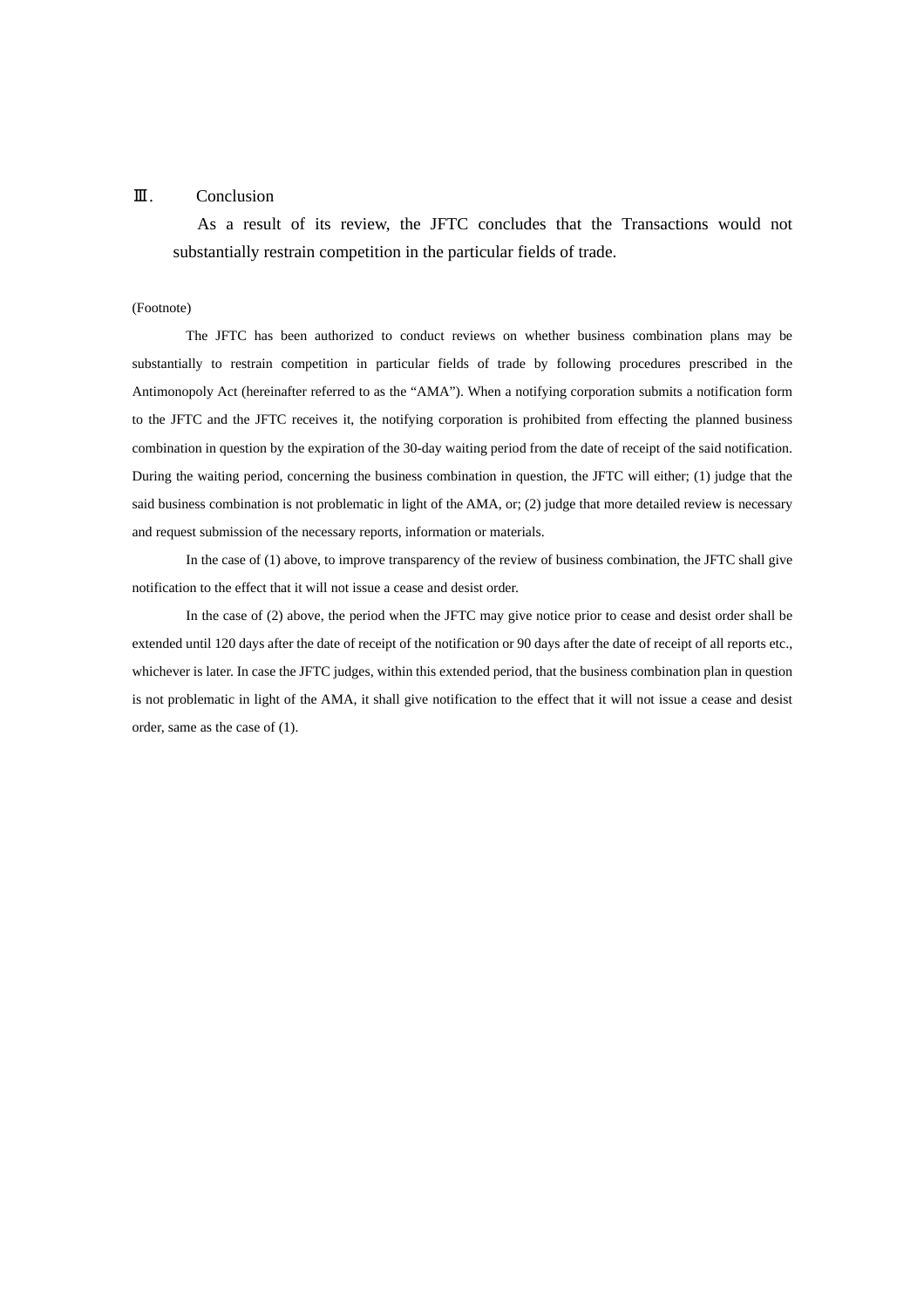## Ⅲ. Conclusion

As a result of its review, the JFTC concludes that the Transactions would not substantially restrain competition in the particular fields of trade.

(Footnote)

The JFTC has been authorized to conduct reviews on whether business combination plans may be substantially to restrain competition in particular fields of trade by following procedures prescribed in the Antimonopoly Act (hereinafter referred to as the "AMA"). When a notifying corporation submits a notification form to the JFTC and the JFTC receives it, the notifying corporation is prohibited from effecting the planned business combination in question by the expiration of the 30-day waiting period from the date of receipt of the said notification. During the waiting period, concerning the business combination in question, the JFTC will either; (1) judge that the said business combination is not problematic in light of the AMA, or; (2) judge that more detailed review is necessary and request submission of the necessary reports, information or materials.

In the case of (1) above, to improve transparency of the review of business combination, the JFTC shall give notification to the effect that it will not issue a cease and desist order.

In the case of (2) above, the period when the JFTC may give notice prior to cease and desist order shall be extended until 120 days after the date of receipt of the notification or 90 days after the date of receipt of all reports etc., whichever is later. In case the JFTC judges, within this extended period, that the business combination plan in question is not problematic in light of the AMA, it shall give notification to the effect that it will not issue a cease and desist order, same as the case of (1).